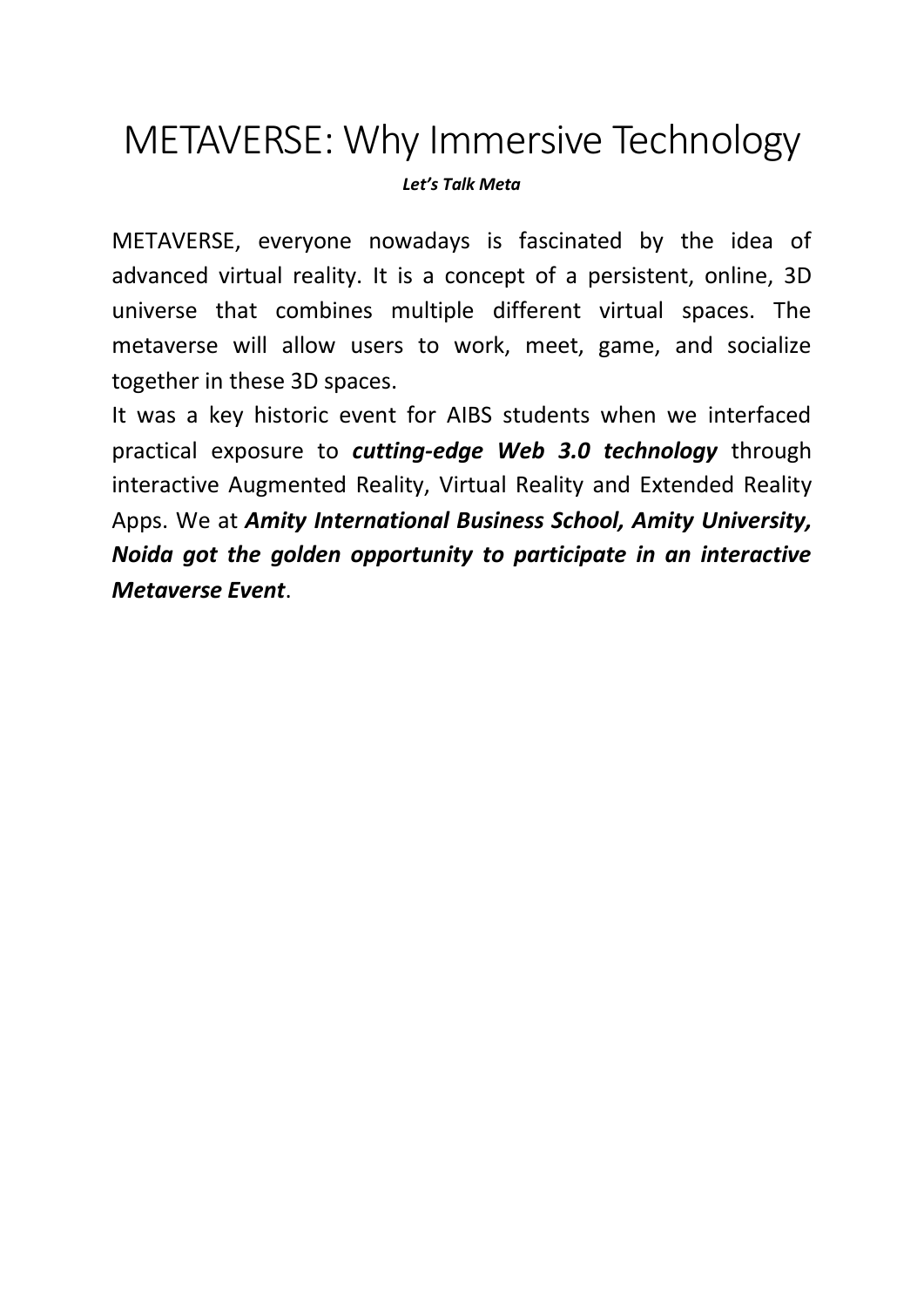# METAVERSE: Why Immersive Technology

***Let's Talk Meta***

METAVERSE, everyone nowadays is fascinated by the idea of advanced virtual reality. It is a concept of a persistent, online, 3D universe that combines multiple different virtual spaces. The metaverse will allow users to work, meet, game, and socialize together in these 3D spaces.

It was a key historic event for AIBS students when we interfaced practical exposure to ***cutting-edge Web 3.0 technology*** through interactive Augmented Reality, Virtual Reality and Extended Reality Apps. We at ***Amity International Business School, Amity University, Noida got the golden opportunity to participate in an interactive Metaverse Event***.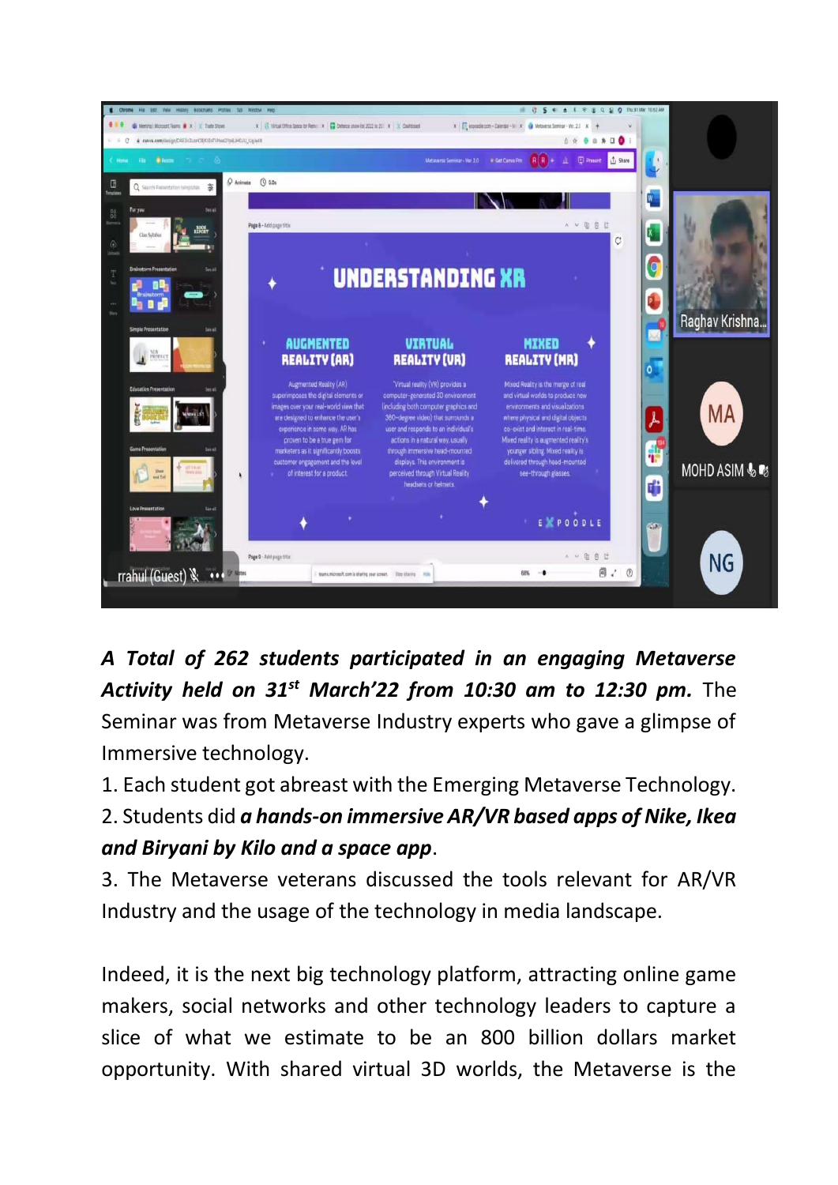***A Total of 262 students participated in an engaging Metaverse Activity held on 31st March'22 from 10:30 am to 12:30 pm.*** The Seminar was from Metaverse Industry experts who gave a glimpse of Immersive technology.

1. Each student got abreast with the Emerging Metaverse Technology.
2. Students did ***a hands-on immersive AR/VR based apps of Nike, Ikea and Biryani by Kilo and a space app***.
3. The Metaverse veterans discussed the tools relevant for AR/VR Industry and the usage of the technology in media landscape.

Indeed, it is the next big technology platform, attracting online game makers, social networks and other technology leaders to capture a slice of what we estimate to be an 800 billion dollars market opportunity. With shared virtual 3D worlds, the Metaverse is the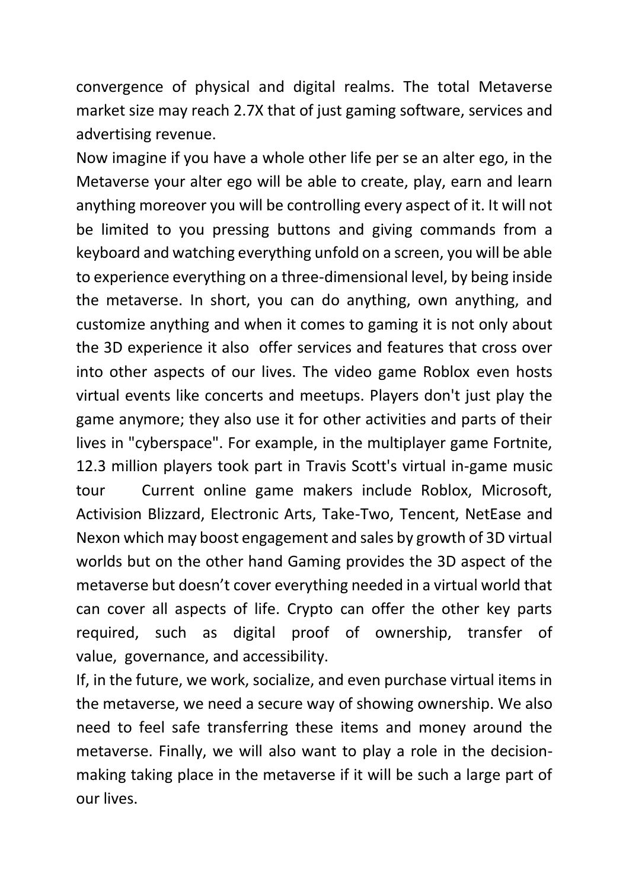convergence of physical and digital realms. The total Metaverse market size may reach 2.7X that of just gaming software, services and advertising revenue.

Now imagine if you have a whole other life per se an alter ego, in the Metaverse your alter ego will be able to create, play, earn and learn anything moreover you will be controlling every aspect of it. It will not be limited to you pressing buttons and giving commands from a keyboard and watching everything unfold on a screen, you will be able to experience everything on a three-dimensional level, by being inside the metaverse. In short, you can do anything, own anything, and customize anything and when it comes to gaming it is not only about the 3D experience it also offer services and features that cross over into other aspects of our lives. The video game Roblox even hosts virtual events like concerts and meetups. Players don't just play the game anymore; they also use it for other activities and parts of their lives in "cyberspace". For example, in the multiplayer game Fortnite, 12.3 million players took part in Travis Scott's virtual in-game music tour Current online game makers include Roblox, Microsoft, Activision Blizzard, Electronic Arts, Take-Two, Tencent, NetEase and Nexon which may boost engagement and sales by growth of 3D virtual worlds but on the other hand Gaming provides the 3D aspect of the metaverse but doesn't cover everything needed in a virtual world that can cover all aspects of life. Crypto can offer the other key parts required, such as digital proof of ownership, transfer of value, governance, and accessibility.

If, in the future, we work, socialize, and even purchase virtual items in the metaverse, we need a secure way of showing ownership. We also need to feel safe transferring these items and money around the metaverse. Finally, we will also want to play a role in the decision-making taking place in the metaverse if it will be such a large part of our lives.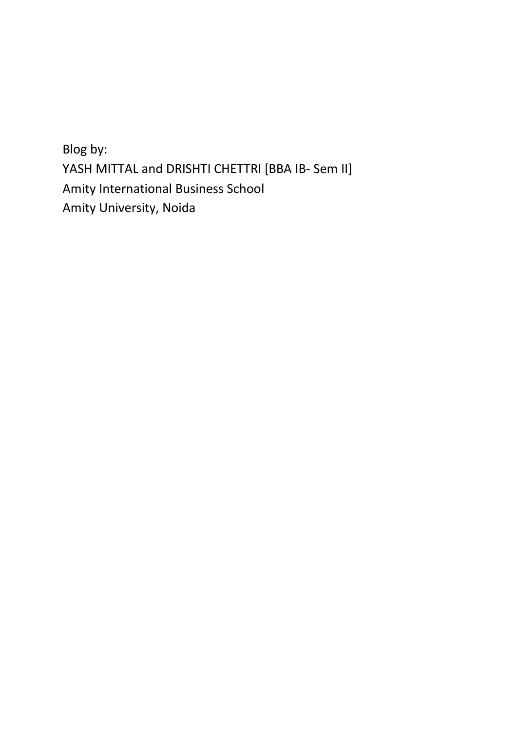Blog by:
YASH MITTAL and DRISHTI CHETTRI [BBA IB- Sem II]
Amity International Business School
Amity University, Noida